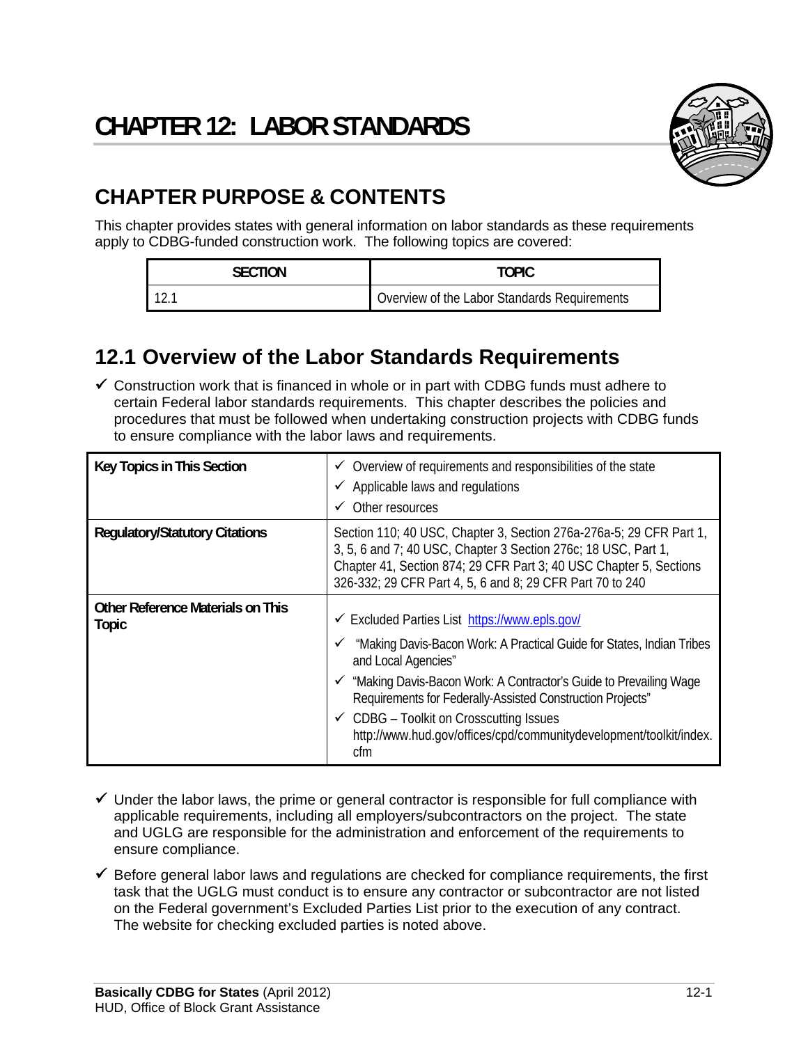# CHAPTER 12: LABOR STANDARDS

## CHAPTER PURPOSE & CONTENTS

This chapter provides states with general information on labor standards as these requirements apply to CDBG-funded construction work. The following topics are covered:

| SECTION | TOPIC |
|---|---|
| 12.1 | Overview of the Labor Standards Requirements |

## 12.1 Overview of the Labor Standards Requirements

✓ Construction work that is financed in whole or in part with CDBG funds must adhere to certain Federal labor standards requirements. This chapter describes the policies and procedures that must be followed when undertaking construction projects with CDBG funds to ensure compliance with the labor laws and requirements.

| | |
|---|---|
| **Key Topics in This Section** | ✓ Overview of requirements and responsibilities of the state<br>✓ Applicable laws and regulations<br>✓ Other resources |
| **Regulatory/Statutory Citations** | Section 110; 40 USC, Chapter 3, Section 276a-276a-5; 29 CFR Part 1, 3, 5, 6 and 7; 40 USC, Chapter 3 Section 276c; 18 USC, Part 1, Chapter 41, Section 874; 29 CFR Part 3; 40 USC Chapter 5, Sections 326-332; 29 CFR Part 4, 5, 6 and 8; 29 CFR Part 70 to 240 |
| **Other Reference Materials on This Topic** | ✓ Excluded Parties List https://www.epls.gov/<br>✓ "Making Davis-Bacon Work: A Practical Guide for States, Indian Tribes and Local Agencies"<br>✓ "Making Davis-Bacon Work: A Contractor's Guide to Prevailing Wage Requirements for Federally-Assisted Construction Projects"<br>✓ CDBG – Toolkit on Crosscutting Issues http://www.hud.gov/offices/cpd/communitydevelopment/toolkit/index.cfm |

✓ Under the labor laws, the prime or general contractor is responsible for full compliance with applicable requirements, including all employers/subcontractors on the project. The state and UGLG are responsible for the administration and enforcement of the requirements to ensure compliance.

✓ Before general labor laws and regulations are checked for compliance requirements, the first task that the UGLG must conduct is to ensure any contractor or subcontractor are not listed on the Federal government's Excluded Parties List prior to the execution of any contract. The website for checking excluded parties is noted above.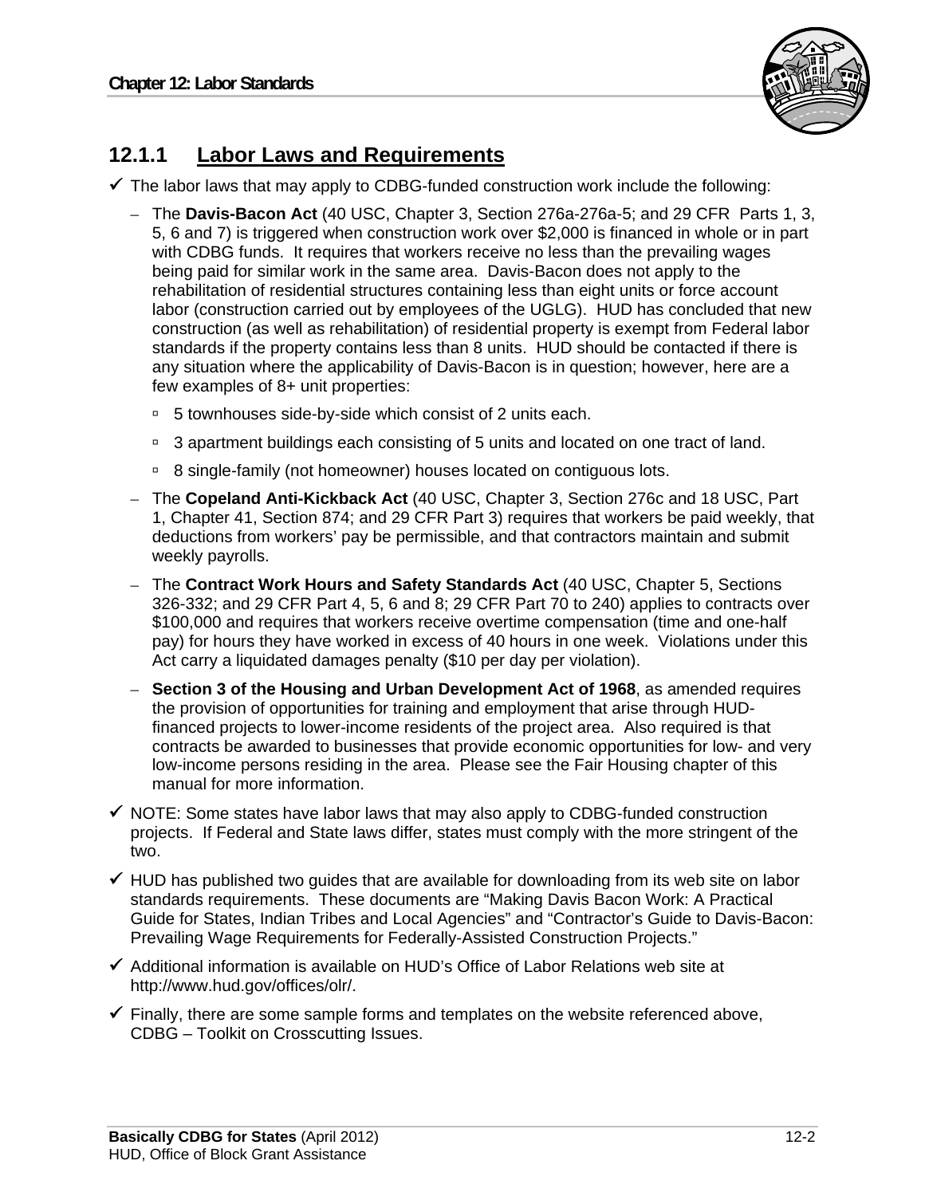### 12.1.1 Labor Laws and Requirements

- ✓ The labor laws that may apply to CDBG-funded construction work include the following:
  - The **Davis-Bacon Act** (40 USC, Chapter 3, Section 276a-276a-5; and 29 CFR Parts 1, 3, 5, 6 and 7) is triggered when construction work over $2,000 is financed in whole or in part with CDBG funds. It requires that workers receive no less than the prevailing wages being paid for similar work in the same area. Davis-Bacon does not apply to the rehabilitation of residential structures containing less than eight units or force account labor (construction carried out by employees of the UGLG). HUD has concluded that new construction (as well as rehabilitation) of residential property is exempt from Federal labor standards if the property contains less than 8 units. HUD should be contacted if there is any situation where the applicability of Davis-Bacon is in question; however, here are a few examples of 8+ unit properties:
    - 5 townhouses side-by-side which consist of 2 units each.
    - 3 apartment buildings each consisting of 5 units and located on one tract of land.
    - 8 single-family (not homeowner) houses located on contiguous lots.
  - The **Copeland Anti-Kickback Act** (40 USC, Chapter 3, Section 276c and 18 USC, Part 1, Chapter 41, Section 874; and 29 CFR Part 3) requires that workers be paid weekly, that deductions from workers' pay be permissible, and that contractors maintain and submit weekly payrolls.
  - The **Contract Work Hours and Safety Standards Act** (40 USC, Chapter 5, Sections 326-332; and 29 CFR Part 4, 5, 6 and 8; 29 CFR Part 70 to 240) applies to contracts over $100,000 and requires that workers receive overtime compensation (time and one-half pay) for hours they have worked in excess of 40 hours in one week. Violations under this Act carry a liquidated damages penalty ($10 per day per violation).
  - **Section 3 of the Housing and Urban Development Act of 1968**, as amended requires the provision of opportunities for training and employment that arise through HUD-financed projects to lower-income residents of the project area. Also required is that contracts be awarded to businesses that provide economic opportunities for low- and very low-income persons residing in the area. Please see the Fair Housing chapter of this manual for more information.
- ✓ NOTE: Some states have labor laws that may also apply to CDBG-funded construction projects. If Federal and State laws differ, states must comply with the more stringent of the two.
- ✓ HUD has published two guides that are available for downloading from its web site on labor standards requirements. These documents are "Making Davis Bacon Work: A Practical Guide for States, Indian Tribes and Local Agencies" and "Contractor's Guide to Davis-Bacon: Prevailing Wage Requirements for Federally-Assisted Construction Projects."
- ✓ Additional information is available on HUD's Office of Labor Relations web site at http://www.hud.gov/offices/olr/.
- ✓ Finally, there are some sample forms and templates on the website referenced above, CDBG – Toolkit on Crosscutting Issues.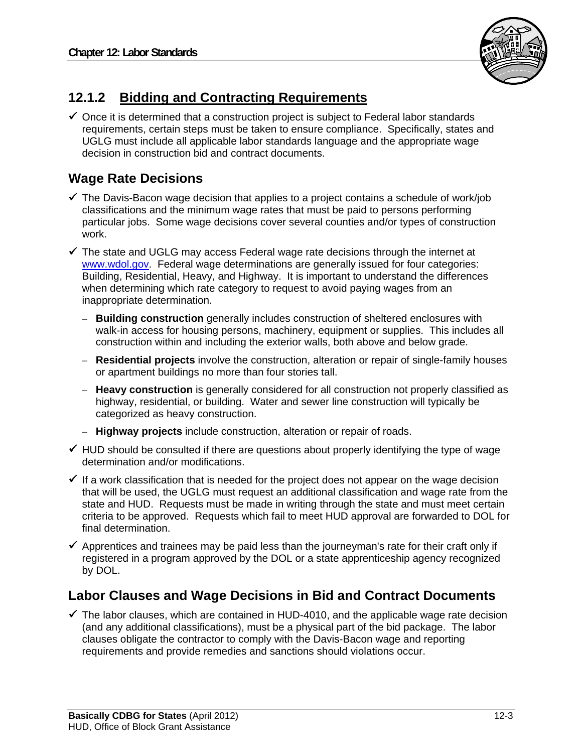## 12.1.2 Bidding and Contracting Requirements

- ✓ Once it is determined that a construction project is subject to Federal labor standards requirements, certain steps must be taken to ensure compliance. Specifically, states and UGLG must include all applicable labor standards language and the appropriate wage decision in construction bid and contract documents.

### Wage Rate Decisions

- ✓ The Davis-Bacon wage decision that applies to a project contains a schedule of work/job classifications and the minimum wage rates that must be paid to persons performing particular jobs. Some wage decisions cover several counties and/or types of construction work.
- ✓ The state and UGLG may access Federal wage rate decisions through the internet at www.wdol.gov. Federal wage determinations are generally issued for four categories: Building, Residential, Heavy, and Highway. It is important to understand the differences when determining which rate category to request to avoid paying wages from an inappropriate determination.
  - **Building construction** generally includes construction of sheltered enclosures with walk-in access for housing persons, machinery, equipment or supplies. This includes all construction within and including the exterior walls, both above and below grade.
  - **Residential projects** involve the construction, alteration or repair of single-family houses or apartment buildings no more than four stories tall.
  - **Heavy construction** is generally considered for all construction not properly classified as highway, residential, or building. Water and sewer line construction will typically be categorized as heavy construction.
  - **Highway projects** include construction, alteration or repair of roads.
- ✓ HUD should be consulted if there are questions about properly identifying the type of wage determination and/or modifications.
- ✓ If a work classification that is needed for the project does not appear on the wage decision that will be used, the UGLG must request an additional classification and wage rate from the state and HUD. Requests must be made in writing through the state and must meet certain criteria to be approved. Requests which fail to meet HUD approval are forwarded to DOL for final determination.
- ✓ Apprentices and trainees may be paid less than the journeyman's rate for their craft only if registered in a program approved by the DOL or a state apprenticeship agency recognized by DOL.

### Labor Clauses and Wage Decisions in Bid and Contract Documents

- ✓ The labor clauses, which are contained in HUD-4010, and the applicable wage rate decision (and any additional classifications), must be a physical part of the bid package. The labor clauses obligate the contractor to comply with the Davis-Bacon wage and reporting requirements and provide remedies and sanctions should violations occur.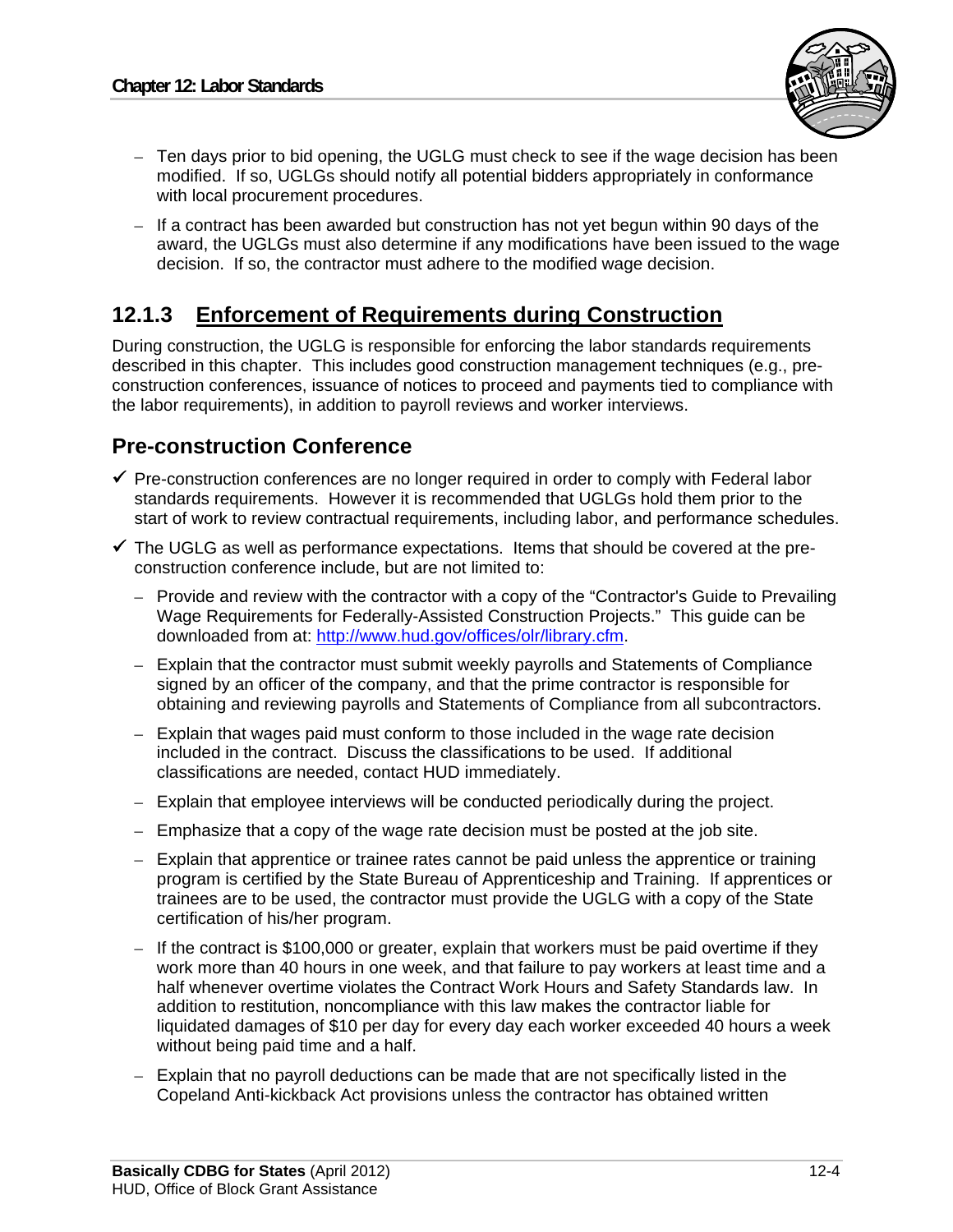- Ten days prior to bid opening, the UGLG must check to see if the wage decision has been modified. If so, UGLGs should notify all potential bidders appropriately in conformance with local procurement procedures.
- If a contract has been awarded but construction has not yet begun within 90 days of the award, the UGLGs must also determine if any modifications have been issued to the wage decision. If so, the contractor must adhere to the modified wage decision.

## 12.1.3 Enforcement of Requirements during Construction

During construction, the UGLG is responsible for enforcing the labor standards requirements described in this chapter. This includes good construction management techniques (e.g., pre-construction conferences, issuance of notices to proceed and payments tied to compliance with the labor requirements), in addition to payroll reviews and worker interviews.

### Pre-construction Conference

- ✓ Pre-construction conferences are no longer required in order to comply with Federal labor standards requirements. However it is recommended that UGLGs hold them prior to the start of work to review contractual requirements, including labor, and performance schedules.
- ✓ The UGLG as well as performance expectations. Items that should be covered at the pre-construction conference include, but are not limited to:
  - Provide and review with the contractor with a copy of the "Contractor's Guide to Prevailing Wage Requirements for Federally-Assisted Construction Projects." This guide can be downloaded from at: http://www.hud.gov/offices/olr/library.cfm.
  - Explain that the contractor must submit weekly payrolls and Statements of Compliance signed by an officer of the company, and that the prime contractor is responsible for obtaining and reviewing payrolls and Statements of Compliance from all subcontractors.
  - Explain that wages paid must conform to those included in the wage rate decision included in the contract. Discuss the classifications to be used. If additional classifications are needed, contact HUD immediately.
  - Explain that employee interviews will be conducted periodically during the project.
  - Emphasize that a copy of the wage rate decision must be posted at the job site.
  - Explain that apprentice or trainee rates cannot be paid unless the apprentice or training program is certified by the State Bureau of Apprenticeship and Training. If apprentices or trainees are to be used, the contractor must provide the UGLG with a copy of the State certification of his/her program.
  - If the contract is $100,000 or greater, explain that workers must be paid overtime if they work more than 40 hours in one week, and that failure to pay workers at least time and a half whenever overtime violates the Contract Work Hours and Safety Standards law. In addition to restitution, noncompliance with this law makes the contractor liable for liquidated damages of $10 per day for every day each worker exceeded 40 hours a week without being paid time and a half.
  - Explain that no payroll deductions can be made that are not specifically listed in the Copeland Anti-kickback Act provisions unless the contractor has obtained written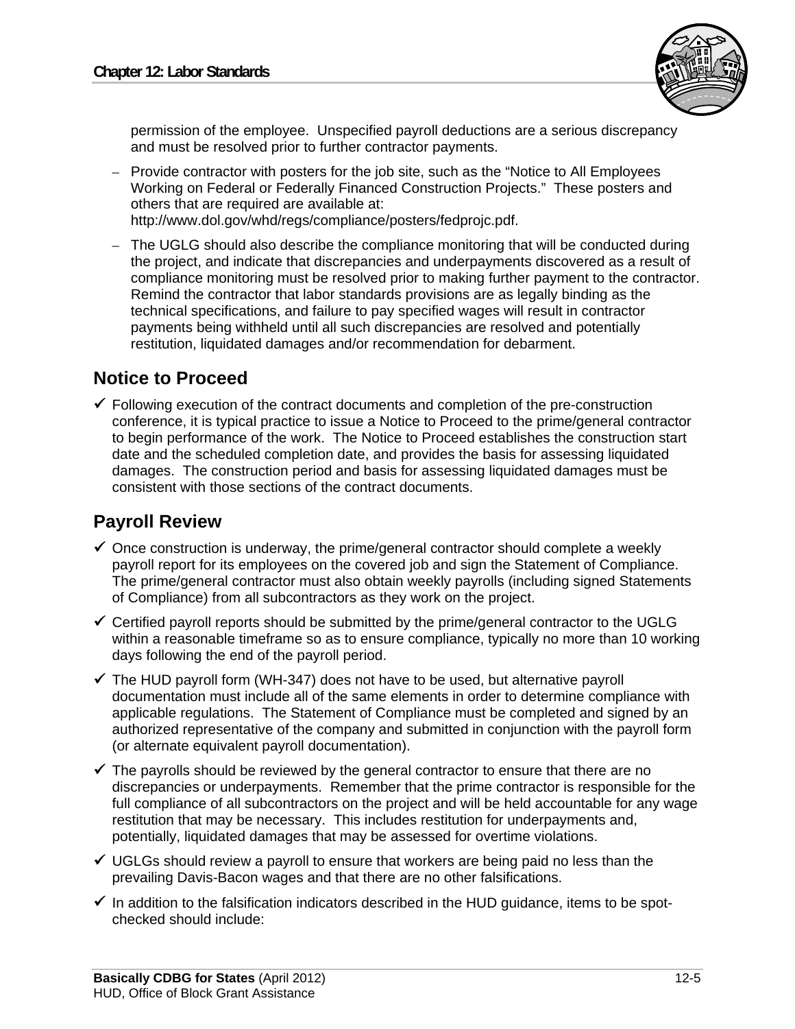permission of the employee. Unspecified payroll deductions are a serious discrepancy and must be resolved prior to further contractor payments.

- Provide contractor with posters for the job site, such as the "Notice to All Employees Working on Federal or Federally Financed Construction Projects." These posters and others that are required are available at: http://www.dol.gov/whd/regs/compliance/posters/fedprojc.pdf.
- The UGLG should also describe the compliance monitoring that will be conducted during the project, and indicate that discrepancies and underpayments discovered as a result of compliance monitoring must be resolved prior to making further payment to the contractor. Remind the contractor that labor standards provisions are as legally binding as the technical specifications, and failure to pay specified wages will result in contractor payments being withheld until all such discrepancies are resolved and potentially restitution, liquidated damages and/or recommendation for debarment.

## Notice to Proceed

- ✓ Following execution of the contract documents and completion of the pre-construction conference, it is typical practice to issue a Notice to Proceed to the prime/general contractor to begin performance of the work. The Notice to Proceed establishes the construction start date and the scheduled completion date, and provides the basis for assessing liquidated damages. The construction period and basis for assessing liquidated damages must be consistent with those sections of the contract documents.

## Payroll Review

- ✓ Once construction is underway, the prime/general contractor should complete a weekly payroll report for its employees on the covered job and sign the Statement of Compliance. The prime/general contractor must also obtain weekly payrolls (including signed Statements of Compliance) from all subcontractors as they work on the project.
- ✓ Certified payroll reports should be submitted by the prime/general contractor to the UGLG within a reasonable timeframe so as to ensure compliance, typically no more than 10 working days following the end of the payroll period.
- ✓ The HUD payroll form (WH-347) does not have to be used, but alternative payroll documentation must include all of the same elements in order to determine compliance with applicable regulations. The Statement of Compliance must be completed and signed by an authorized representative of the company and submitted in conjunction with the payroll form (or alternate equivalent payroll documentation).
- ✓ The payrolls should be reviewed by the general contractor to ensure that there are no discrepancies or underpayments. Remember that the prime contractor is responsible for the full compliance of all subcontractors on the project and will be held accountable for any wage restitution that may be necessary. This includes restitution for underpayments and, potentially, liquidated damages that may be assessed for overtime violations.
- ✓ UGLGs should review a payroll to ensure that workers are being paid no less than the prevailing Davis-Bacon wages and that there are no other falsifications.
- ✓ In addition to the falsification indicators described in the HUD guidance, items to be spot-checked should include: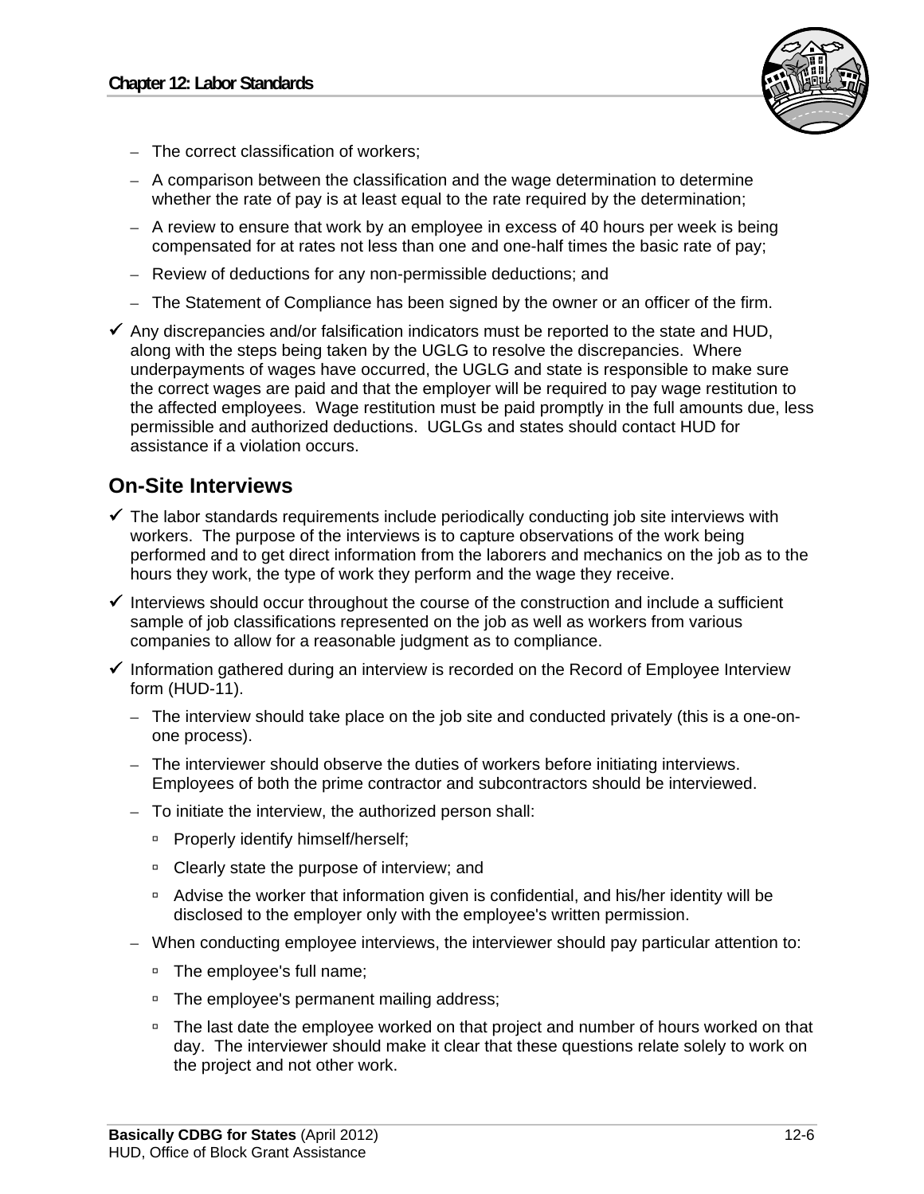- The correct classification of workers;
  - A comparison between the classification and the wage determination to determine whether the rate of pay is at least equal to the rate required by the determination;
  - A review to ensure that work by an employee in excess of 40 hours per week is being compensated for at rates not less than one and one-half times the basic rate of pay;
  - Review of deductions for any non-permissible deductions; and
  - The Statement of Compliance has been signed by the owner or an officer of the firm.

- ✓ Any discrepancies and/or falsification indicators must be reported to the state and HUD, along with the steps being taken by the UGLG to resolve the discrepancies. Where underpayments of wages have occurred, the UGLG and state is responsible to make sure the correct wages are paid and that the employer will be required to pay wage restitution to the affected employees. Wage restitution must be paid promptly in the full amounts due, less permissible and authorized deductions. UGLGs and states should contact HUD for assistance if a violation occurs.

## On-Site Interviews

- ✓ The labor standards requirements include periodically conducting job site interviews with workers. The purpose of the interviews is to capture observations of the work being performed and to get direct information from the laborers and mechanics on the job as to the hours they work, the type of work they perform and the wage they receive.
- ✓ Interviews should occur throughout the course of the construction and include a sufficient sample of job classifications represented on the job as well as workers from various companies to allow for a reasonable judgment as to compliance.
- ✓ Information gathered during an interview is recorded on the Record of Employee Interview form (HUD-11).
  - The interview should take place on the job site and conducted privately (this is a one-on-one process).
  - The interviewer should observe the duties of workers before initiating interviews. Employees of both the prime contractor and subcontractors should be interviewed.
  - To initiate the interview, the authorized person shall:
    - Properly identify himself/herself;
    - Clearly state the purpose of interview; and
    - Advise the worker that information given is confidential, and his/her identity will be disclosed to the employer only with the employee's written permission.
  - When conducting employee interviews, the interviewer should pay particular attention to:
    - The employee's full name;
    - The employee's permanent mailing address;
    - The last date the employee worked on that project and number of hours worked on that day. The interviewer should make it clear that these questions relate solely to work on the project and not other work.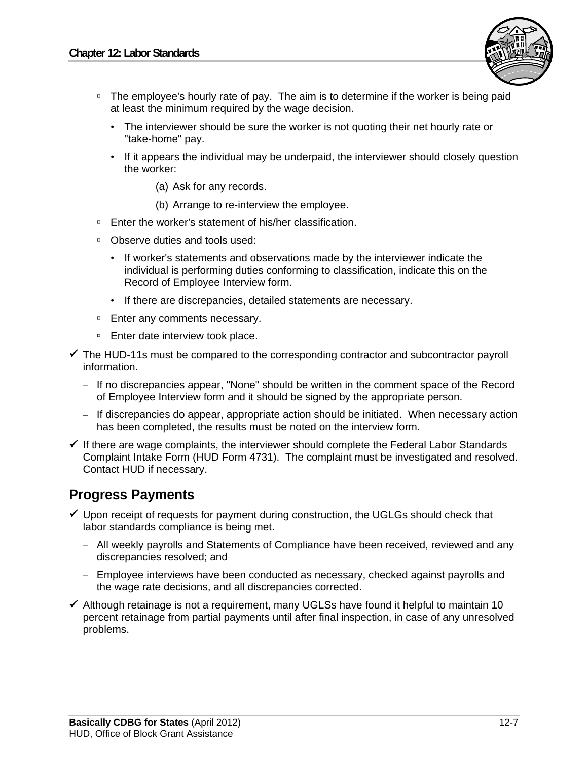- The employee's hourly rate of pay. The aim is to determine if the worker is being paid at least the minimum required by the wage decision.
  - The interviewer should be sure the worker is not quoting their net hourly rate or "take-home" pay.
  - If it appears the individual may be underpaid, the interviewer should closely question the worker:
    - (a) Ask for any records.
    - (b) Arrange to re-interview the employee.
- Enter the worker's statement of his/her classification.
- Observe duties and tools used:
  - If worker's statements and observations made by the interviewer indicate the individual is performing duties conforming to classification, indicate this on the Record of Employee Interview form.
  - If there are discrepancies, detailed statements are necessary.
- Enter any comments necessary.
- Enter date interview took place.

✓ The HUD-11s must be compared to the corresponding contractor and subcontractor payroll information.

- If no discrepancies appear, "None" should be written in the comment space of the Record of Employee Interview form and it should be signed by the appropriate person.
- If discrepancies do appear, appropriate action should be initiated. When necessary action has been completed, the results must be noted on the interview form.

✓ If there are wage complaints, the interviewer should complete the Federal Labor Standards Complaint Intake Form (HUD Form 4731). The complaint must be investigated and resolved. Contact HUD if necessary.

## Progress Payments

✓ Upon receipt of requests for payment during construction, the UGLGs should check that labor standards compliance is being met.

- All weekly payrolls and Statements of Compliance have been received, reviewed and any discrepancies resolved; and
- Employee interviews have been conducted as necessary, checked against payrolls and the wage rate decisions, and all discrepancies corrected.

✓ Although retainage is not a requirement, many UGLSs have found it helpful to maintain 10 percent retainage from partial payments until after final inspection, in case of any unresolved problems.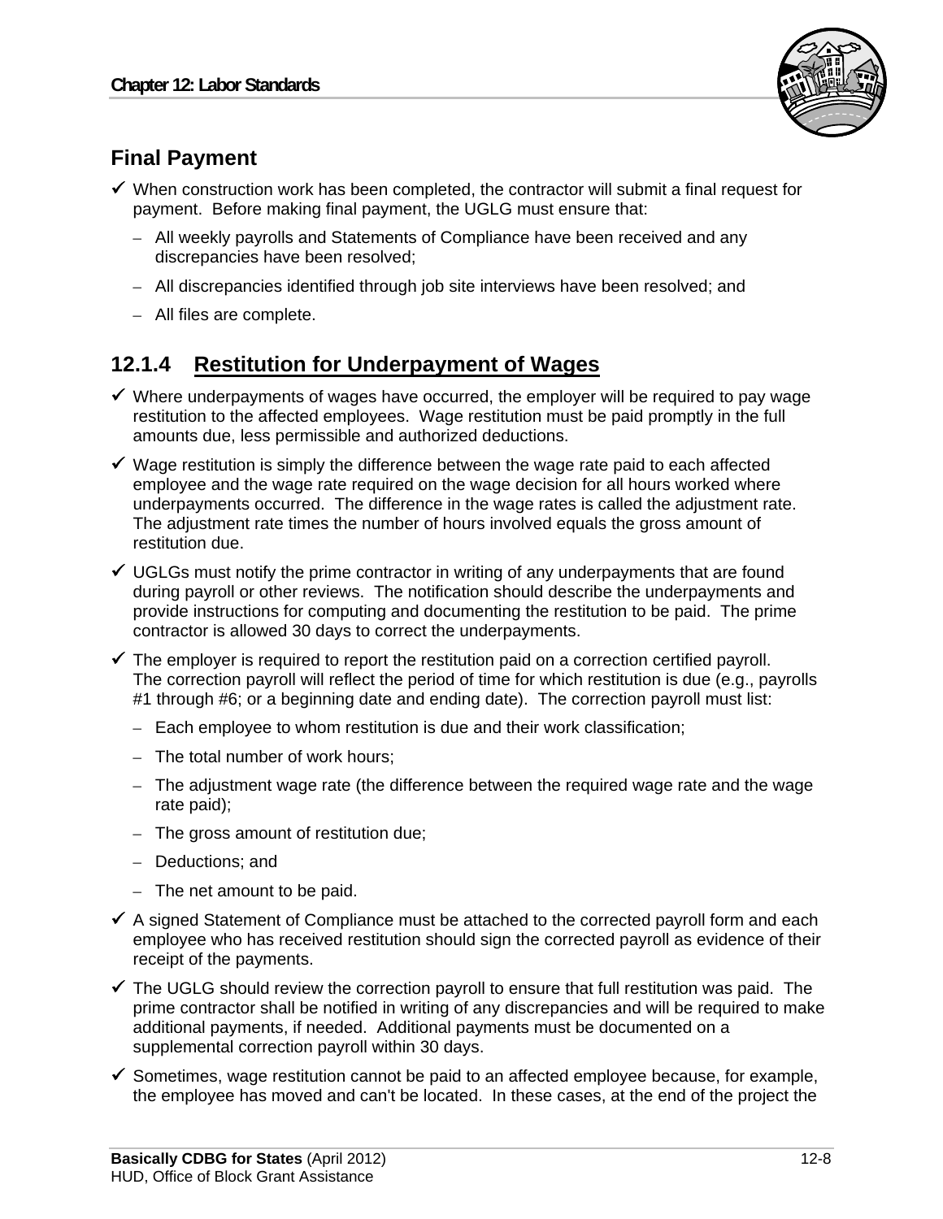## Final Payment

- ✓ When construction work has been completed, the contractor will submit a final request for payment. Before making final payment, the UGLG must ensure that:
  - All weekly payrolls and Statements of Compliance have been received and any discrepancies have been resolved;
  - All discrepancies identified through job site interviews have been resolved; and
  - All files are complete.

## 12.1.4 Restitution for Underpayment of Wages

- ✓ Where underpayments of wages have occurred, the employer will be required to pay wage restitution to the affected employees. Wage restitution must be paid promptly in the full amounts due, less permissible and authorized deductions.
- ✓ Wage restitution is simply the difference between the wage rate paid to each affected employee and the wage rate required on the wage decision for all hours worked where underpayments occurred. The difference in the wage rates is called the adjustment rate. The adjustment rate times the number of hours involved equals the gross amount of restitution due.
- ✓ UGLGs must notify the prime contractor in writing of any underpayments that are found during payroll or other reviews. The notification should describe the underpayments and provide instructions for computing and documenting the restitution to be paid. The prime contractor is allowed 30 days to correct the underpayments.
- ✓ The employer is required to report the restitution paid on a correction certified payroll. The correction payroll will reflect the period of time for which restitution is due (e.g., payrolls #1 through #6; or a beginning date and ending date). The correction payroll must list:
  - Each employee to whom restitution is due and their work classification;
  - The total number of work hours;
  - The adjustment wage rate (the difference between the required wage rate and the wage rate paid);
  - The gross amount of restitution due;
  - Deductions; and
  - The net amount to be paid.
- ✓ A signed Statement of Compliance must be attached to the corrected payroll form and each employee who has received restitution should sign the corrected payroll as evidence of their receipt of the payments.
- ✓ The UGLG should review the correction payroll to ensure that full restitution was paid. The prime contractor shall be notified in writing of any discrepancies and will be required to make additional payments, if needed. Additional payments must be documented on a supplemental correction payroll within 30 days.
- ✓ Sometimes, wage restitution cannot be paid to an affected employee because, for example, the employee has moved and can't be located. In these cases, at the end of the project the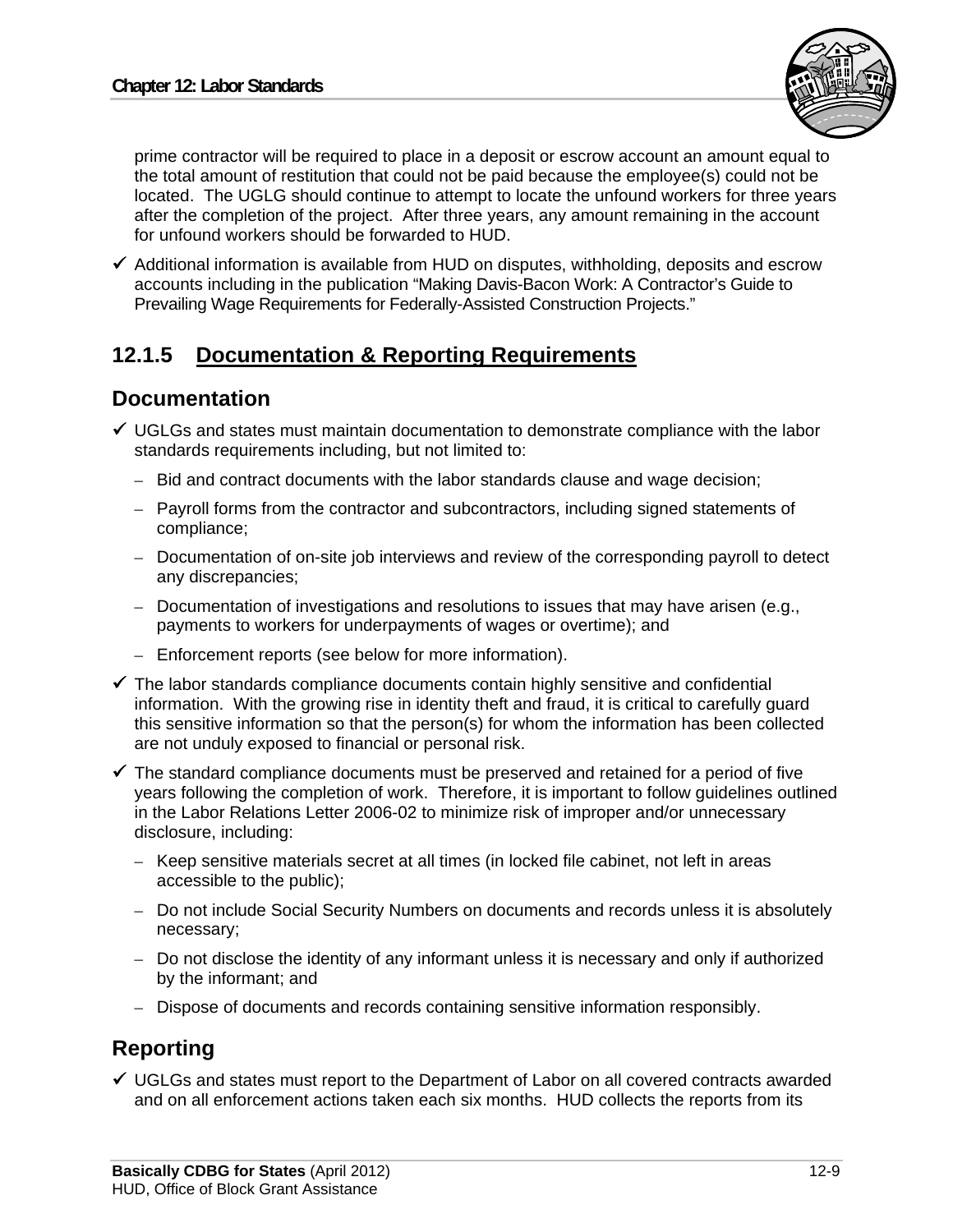prime contractor will be required to place in a deposit or escrow account an amount equal to the total amount of restitution that could not be paid because the employee(s) could not be located. The UGLG should continue to attempt to locate the unfound workers for three years after the completion of the project. After three years, any amount remaining in the account for unfound workers should be forwarded to HUD.

✓ Additional information is available from HUD on disputes, withholding, deposits and escrow accounts including in the publication "Making Davis-Bacon Work: A Contractor's Guide to Prevailing Wage Requirements for Federally-Assisted Construction Projects."

### 12.1.5 Documentation & Reporting Requirements

#### Documentation

✓ UGLGs and states must maintain documentation to demonstrate compliance with the labor standards requirements including, but not limited to:

- Bid and contract documents with the labor standards clause and wage decision;
- Payroll forms from the contractor and subcontractors, including signed statements of compliance;
- Documentation of on-site job interviews and review of the corresponding payroll to detect any discrepancies;
- Documentation of investigations and resolutions to issues that may have arisen (e.g., payments to workers for underpayments of wages or overtime); and
- Enforcement reports (see below for more information).

✓ The labor standards compliance documents contain highly sensitive and confidential information. With the growing rise in identity theft and fraud, it is critical to carefully guard this sensitive information so that the person(s) for whom the information has been collected are not unduly exposed to financial or personal risk.

✓ The standard compliance documents must be preserved and retained for a period of five years following the completion of work. Therefore, it is important to follow guidelines outlined in the Labor Relations Letter 2006-02 to minimize risk of improper and/or unnecessary disclosure, including:

- Keep sensitive materials secret at all times (in locked file cabinet, not left in areas accessible to the public);
- Do not include Social Security Numbers on documents and records unless it is absolutely necessary;
- Do not disclose the identity of any informant unless it is necessary and only if authorized by the informant; and
- Dispose of documents and records containing sensitive information responsibly.

#### Reporting

✓ UGLGs and states must report to the Department of Labor on all covered contracts awarded and on all enforcement actions taken each six months. HUD collects the reports from its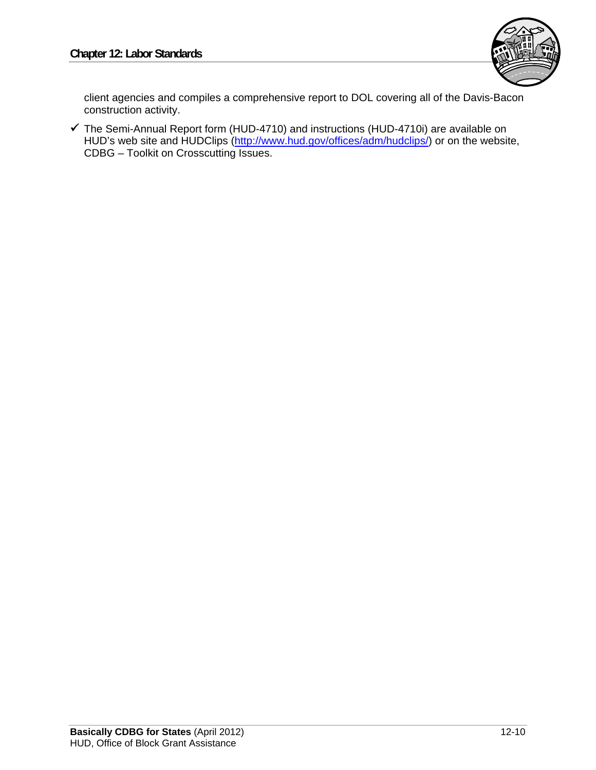client agencies and compiles a comprehensive report to DOL covering all of the Davis-Bacon construction activity.

- ✓ The Semi-Annual Report form (HUD-4710) and instructions (HUD-4710i) are available on HUD's web site and HUDClips (http://www.hud.gov/offices/adm/hudclips/) or on the website, CDBG – Toolkit on Crosscutting Issues.